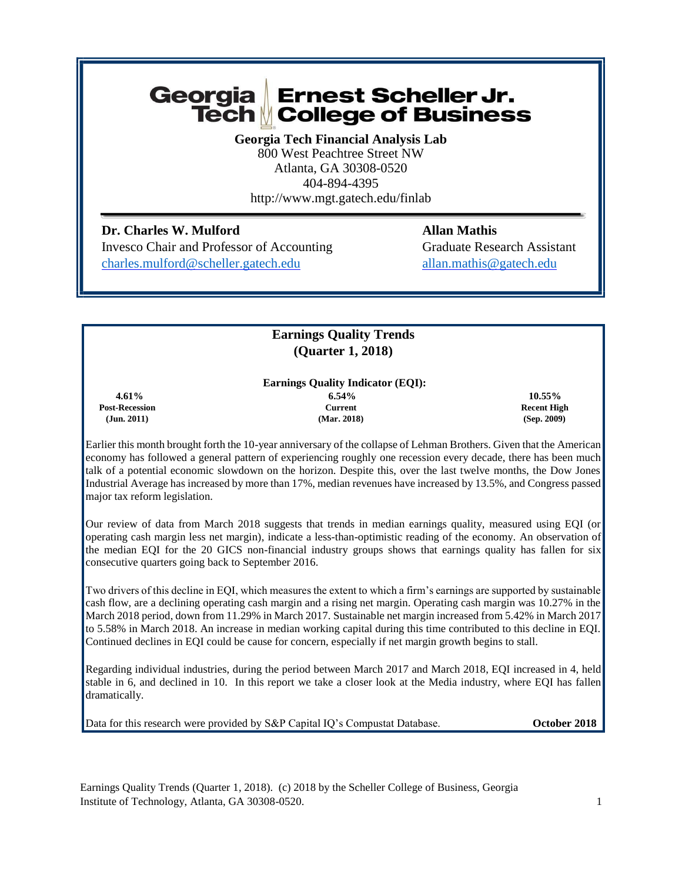# Georgia Tech Ernest Scheller Jr. College of Business

**Georgia Tech Financial Analysis Lab**
800 West Peachtree Street NW
Atlanta, GA 30308-0520
404-894-4395
http://www.mgt.gatech.edu/finlab

**Dr. Charles W. Mulford**
Invesco Chair and Professor of Accounting
charles.mulford@scheller.gatech.edu

**Allan Mathis**
Graduate Research Assistant
allan.mathis@gatech.edu

## Earnings Quality Trends (Quarter 1, 2018)

**Earnings Quality Indicator (EQI):**

| 4.61% | 6.54% | 10.55% |
|---|---|---|
| **Post-Recession** | **Current** | **Recent High** |
| **(Jun. 2011)** | **(Mar. 2018)** | **(Sep. 2009)** |

Earlier this month brought forth the 10-year anniversary of the collapse of Lehman Brothers. Given that the American economy has followed a general pattern of experiencing roughly one recession every decade, there has been much talk of a potential economic slowdown on the horizon. Despite this, over the last twelve months, the Dow Jones Industrial Average has increased by more than 17%, median revenues have increased by 13.5%, and Congress passed major tax reform legislation.

Our review of data from March 2018 suggests that trends in median earnings quality, measured using EQI (or operating cash margin less net margin), indicate a less-than-optimistic reading of the economy. An observation of the median EQI for the 20 GICS non-financial industry groups shows that earnings quality has fallen for six consecutive quarters going back to September 2016.

Two drivers of this decline in EQI, which measures the extent to which a firm's earnings are supported by sustainable cash flow, are a declining operating cash margin and a rising net margin. Operating cash margin was 10.27% in the March 2018 period, down from 11.29% in March 2017. Sustainable net margin increased from 5.42% in March 2017 to 5.58% in March 2018. An increase in median working capital during this time contributed to this decline in EQI. Continued declines in EQI could be cause for concern, especially if net margin growth begins to stall.

Regarding individual industries, during the period between March 2017 and March 2018, EQI increased in 4, held stable in 6, and declined in 10. In this report we take a closer look at the Media industry, where EQI has fallen dramatically.

Data for this research were provided by S&P Capital IQ's Compustat Database. **October 2018**

Earnings Quality Trends (Quarter 1, 2018). (c) 2018 by the Scheller College of Business, Georgia Institute of Technology, Atlanta, GA 30308-0520.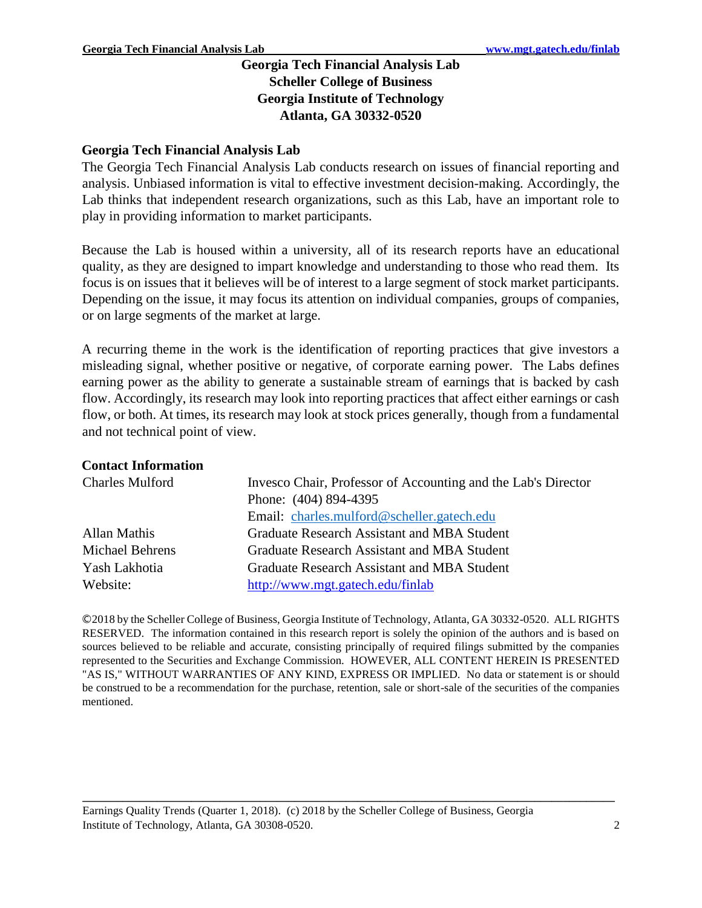**Georgia Tech Financial Analysis Lab**
**Scheller College of Business**
**Georgia Institute of Technology**
**Atlanta, GA 30332-0520**

## Georgia Tech Financial Analysis Lab

The Georgia Tech Financial Analysis Lab conducts research on issues of financial reporting and analysis. Unbiased information is vital to effective investment decision-making. Accordingly, the Lab thinks that independent research organizations, such as this Lab, have an important role to play in providing information to market participants.

Because the Lab is housed within a university, all of its research reports have an educational quality, as they are designed to impart knowledge and understanding to those who read them. Its focus is on issues that it believes will be of interest to a large segment of stock market participants. Depending on the issue, it may focus its attention on individual companies, groups of companies, or on large segments of the market at large.

A recurring theme in the work is the identification of reporting practices that give investors a misleading signal, whether positive or negative, of corporate earning power. The Labs defines earning power as the ability to generate a sustainable stream of earnings that is backed by cash flow. Accordingly, its research may look into reporting practices that affect either earnings or cash flow, or both. At times, its research may look at stock prices generally, though from a fundamental and not technical point of view.

## Contact Information

| | |
|---|---|
| Charles Mulford | Invesco Chair, Professor of Accounting and the Lab's Director<br>Phone: (404) 894-4395<br>Email: charles.mulford@scheller.gatech.edu |
| Allan Mathis | Graduate Research Assistant and MBA Student |
| Michael Behrens | Graduate Research Assistant and MBA Student |
| Yash Lakhotia | Graduate Research Assistant and MBA Student |
| Website: | http://www.mgt.gatech.edu/finlab |

©2018 by the Scheller College of Business, Georgia Institute of Technology, Atlanta, GA 30332-0520. ALL RIGHTS RESERVED. The information contained in this research report is solely the opinion of the authors and is based on sources believed to be reliable and accurate, consisting principally of required filings submitted by the companies represented to the Securities and Exchange Commission. HOWEVER, ALL CONTENT HEREIN IS PRESENTED "AS IS," WITHOUT WARRANTIES OF ANY KIND, EXPRESS OR IMPLIED. No data or statement is or should be construed to be a recommendation for the purchase, retention, sale or short-sale of the securities of the companies mentioned.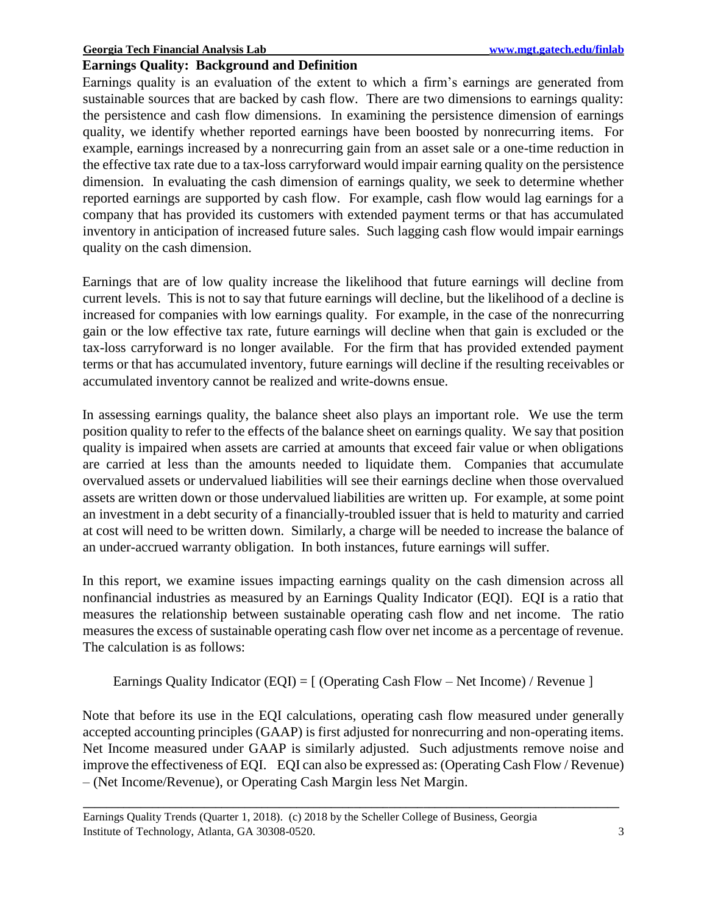## Earnings Quality: Background and Definition

Earnings quality is an evaluation of the extent to which a firm's earnings are generated from sustainable sources that are backed by cash flow. There are two dimensions to earnings quality: the persistence and cash flow dimensions. In examining the persistence dimension of earnings quality, we identify whether reported earnings have been boosted by nonrecurring items. For example, earnings increased by a nonrecurring gain from an asset sale or a one-time reduction in the effective tax rate due to a tax-loss carryforward would impair earning quality on the persistence dimension. In evaluating the cash dimension of earnings quality, we seek to determine whether reported earnings are supported by cash flow. For example, cash flow would lag earnings for a company that has provided its customers with extended payment terms or that has accumulated inventory in anticipation of increased future sales. Such lagging cash flow would impair earnings quality on the cash dimension.

Earnings that are of low quality increase the likelihood that future earnings will decline from current levels. This is not to say that future earnings will decline, but the likelihood of a decline is increased for companies with low earnings quality. For example, in the case of the nonrecurring gain or the low effective tax rate, future earnings will decline when that gain is excluded or the tax-loss carryforward is no longer available. For the firm that has provided extended payment terms or that has accumulated inventory, future earnings will decline if the resulting receivables or accumulated inventory cannot be realized and write-downs ensue.

In assessing earnings quality, the balance sheet also plays an important role. We use the term position quality to refer to the effects of the balance sheet on earnings quality. We say that position quality is impaired when assets are carried at amounts that exceed fair value or when obligations are carried at less than the amounts needed to liquidate them. Companies that accumulate overvalued assets or undervalued liabilities will see their earnings decline when those overvalued assets are written down or those undervalued liabilities are written up. For example, at some point an investment in a debt security of a financially-troubled issuer that is held to maturity and carried at cost will need to be written down. Similarly, a charge will be needed to increase the balance of an under-accrued warranty obligation. In both instances, future earnings will suffer.

In this report, we examine issues impacting earnings quality on the cash dimension across all nonfinancial industries as measured by an Earnings Quality Indicator (EQI). EQI is a ratio that measures the relationship between sustainable operating cash flow and net income. The ratio measures the excess of sustainable operating cash flow over net income as a percentage of revenue. The calculation is as follows:

$$\text{Earnings Quality Indicator (EQI)} = [\ (\text{Operating Cash Flow} - \text{Net Income}) / \text{Revenue}\ ]$$

Note that before its use in the EQI calculations, operating cash flow measured under generally accepted accounting principles (GAAP) is first adjusted for nonrecurring and non-operating items. Net Income measured under GAAP is similarly adjusted. Such adjustments remove noise and improve the effectiveness of EQI. EQI can also be expressed as: (Operating Cash Flow / Revenue) – (Net Income/Revenue), or Operating Cash Margin less Net Margin.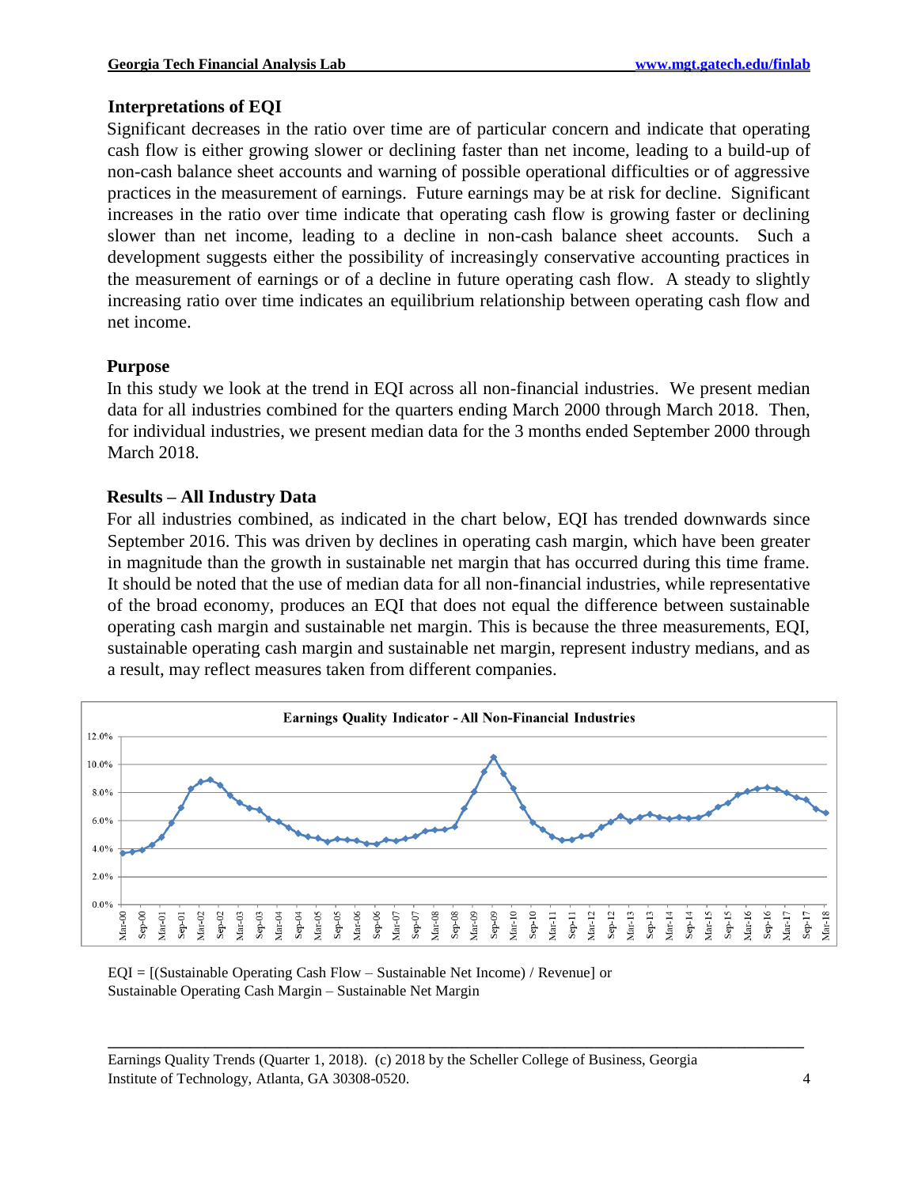### Interpretations of EQI

Significant decreases in the ratio over time are of particular concern and indicate that operating cash flow is either growing slower or declining faster than net income, leading to a build-up of non-cash balance sheet accounts and warning of possible operational difficulties or of aggressive practices in the measurement of earnings. Future earnings may be at risk for decline. Significant increases in the ratio over time indicate that operating cash flow is growing faster or declining slower than net income, leading to a decline in non-cash balance sheet accounts. Such a development suggests either the possibility of increasingly conservative accounting practices in the measurement of earnings or of a decline in future operating cash flow. A steady to slightly increasing ratio over time indicates an equilibrium relationship between operating cash flow and net income.

### Purpose

In this study we look at the trend in EQI across all non-financial industries. We present median data for all industries combined for the quarters ending March 2000 through March 2018. Then, for individual industries, we present median data for the 3 months ended September 2000 through March 2018.

### Results – All Industry Data

For all industries combined, as indicated in the chart below, EQI has trended downwards since September 2016. This was driven by declines in operating cash margin, which have been greater in magnitude than the growth in sustainable net margin that has occurred during this time frame. It should be noted that the use of median data for all non-financial industries, while representative of the broad economy, produces an EQI that does not equal the difference between sustainable operating cash margin and sustainable net margin. This is because the three measurements, EQI, sustainable operating cash margin and sustainable net margin, represent industry medians, and as a result, may reflect measures taken from different companies.

**Earnings Quality Indicator - All Non-Financial Industries**

EQI = [(Sustainable Operating Cash Flow – Sustainable Net Income) / Revenue] or Sustainable Operating Cash Margin – Sustainable Net Margin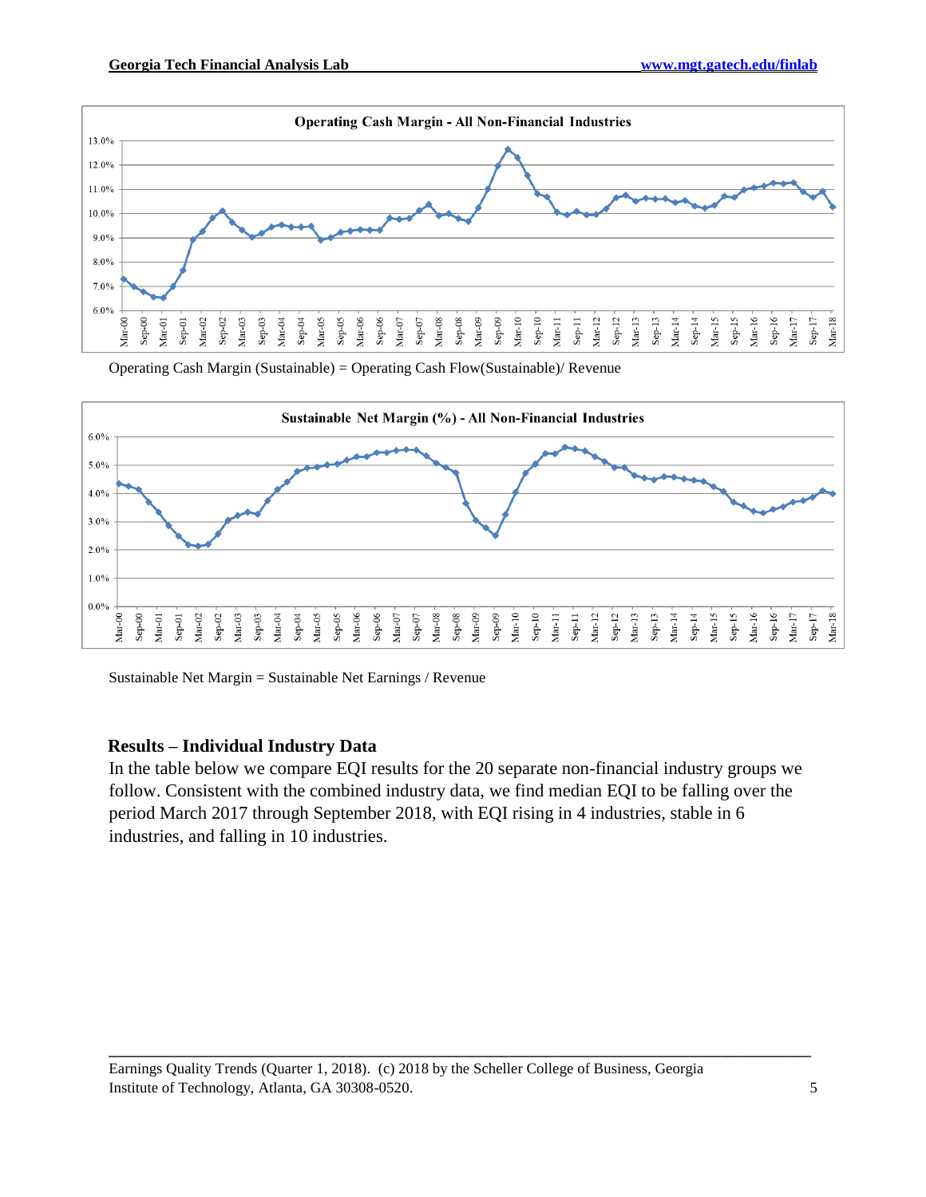Operating Cash Margin (Sustainable) = Operating Cash Flow(Sustainable)/ Revenue

Sustainable Net Margin = Sustainable Net Earnings / Revenue

## Results – Individual Industry Data

In the table below we compare EQI results for the 20 separate non-financial industry groups we follow. Consistent with the combined industry data, we find median EQI to be falling over the period March 2017 through September 2018, with EQI rising in 4 industries, stable in 6 industries, and falling in 10 industries.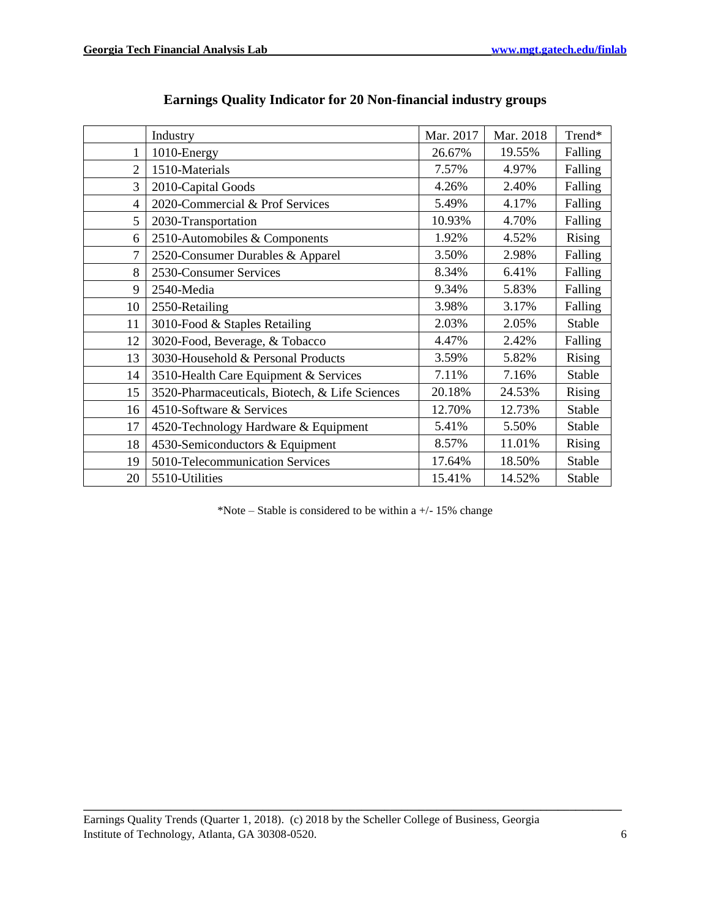## Earnings Quality Indicator for 20 Non-financial industry groups

| | Industry | Mar. 2017 | Mar. 2018 | Trend* |
|---|---|---|---|---|
| 1 | 1010-Energy | 26.67% | 19.55% | Falling |
| 2 | 1510-Materials | 7.57% | 4.97% | Falling |
| 3 | 2010-Capital Goods | 4.26% | 2.40% | Falling |
| 4 | 2020-Commercial & Prof Services | 5.49% | 4.17% | Falling |
| 5 | 2030-Transportation | 10.93% | 4.70% | Falling |
| 6 | 2510-Automobiles & Components | 1.92% | 4.52% | Rising |
| 7 | 2520-Consumer Durables & Apparel | 3.50% | 2.98% | Falling |
| 8 | 2530-Consumer Services | 8.34% | 6.41% | Falling |
| 9 | 2540-Media | 9.34% | 5.83% | Falling |
| 10 | 2550-Retailing | 3.98% | 3.17% | Falling |
| 11 | 3010-Food & Staples Retailing | 2.03% | 2.05% | Stable |
| 12 | 3020-Food, Beverage, & Tobacco | 4.47% | 2.42% | Falling |
| 13 | 3030-Household & Personal Products | 3.59% | 5.82% | Rising |
| 14 | 3510-Health Care Equipment & Services | 7.11% | 7.16% | Stable |
| 15 | 3520-Pharmaceuticals, Biotech, & Life Sciences | 20.18% | 24.53% | Rising |
| 16 | 4510-Software & Services | 12.70% | 12.73% | Stable |
| 17 | 4520-Technology Hardware & Equipment | 5.41% | 5.50% | Stable |
| 18 | 4530-Semiconductors & Equipment | 8.57% | 11.01% | Rising |
| 19 | 5010-Telecommunication Services | 17.64% | 18.50% | Stable |
| 20 | 5510-Utilities | 15.41% | 14.52% | Stable |

*Note – Stable is considered to be within a +/- 15% change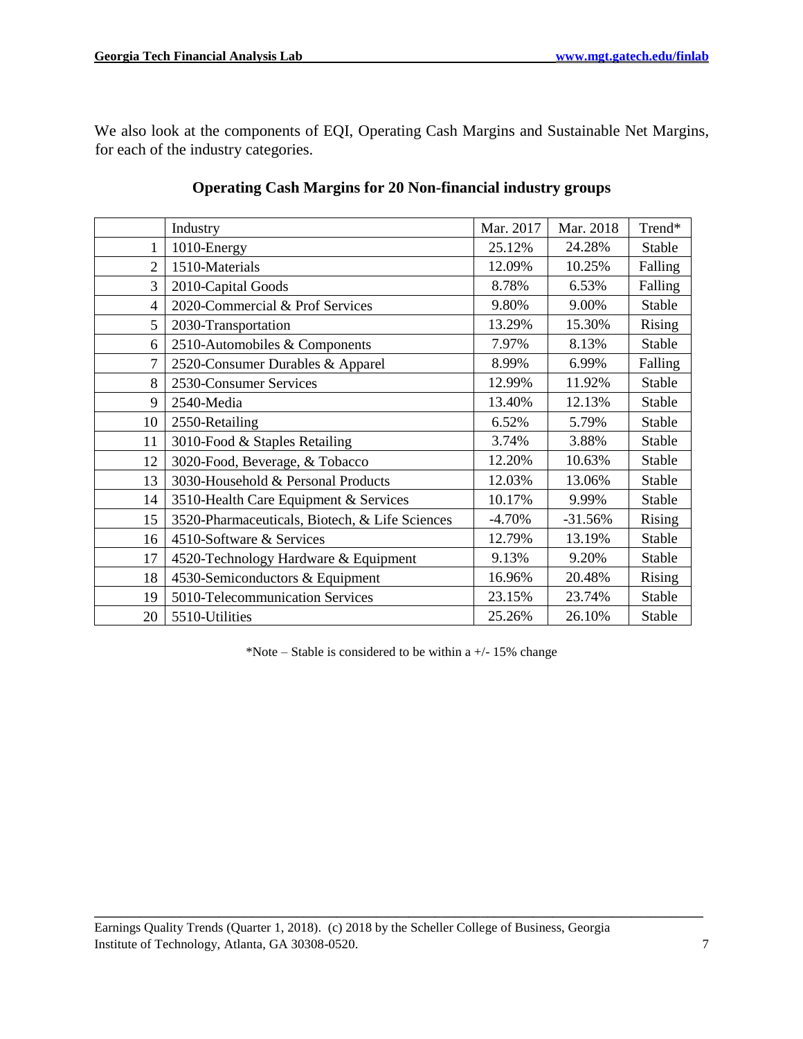We also look at the components of EQI, Operating Cash Margins and Sustainable Net Margins, for each of the industry categories.

### Operating Cash Margins for 20 Non-financial industry groups

| | Industry | Mar. 2017 | Mar. 2018 | Trend* |
|---|---|---|---|---|
| 1 | 1010-Energy | 25.12% | 24.28% | Stable |
| 2 | 1510-Materials | 12.09% | 10.25% | Falling |
| 3 | 2010-Capital Goods | 8.78% | 6.53% | Falling |
| 4 | 2020-Commercial & Prof Services | 9.80% | 9.00% | Stable |
| 5 | 2030-Transportation | 13.29% | 15.30% | Rising |
| 6 | 2510-Automobiles & Components | 7.97% | 8.13% | Stable |
| 7 | 2520-Consumer Durables & Apparel | 8.99% | 6.99% | Falling |
| 8 | 2530-Consumer Services | 12.99% | 11.92% | Stable |
| 9 | 2540-Media | 13.40% | 12.13% | Stable |
| 10 | 2550-Retailing | 6.52% | 5.79% | Stable |
| 11 | 3010-Food & Staples Retailing | 3.74% | 3.88% | Stable |
| 12 | 3020-Food, Beverage, & Tobacco | 12.20% | 10.63% | Stable |
| 13 | 3030-Household & Personal Products | 12.03% | 13.06% | Stable |
| 14 | 3510-Health Care Equipment & Services | 10.17% | 9.99% | Stable |
| 15 | 3520-Pharmaceuticals, Biotech, & Life Sciences | -4.70% | -31.56% | Rising |
| 16 | 4510-Software & Services | 12.79% | 13.19% | Stable |
| 17 | 4520-Technology Hardware & Equipment | 9.13% | 9.20% | Stable |
| 18 | 4530-Semiconductors & Equipment | 16.96% | 20.48% | Rising |
| 19 | 5010-Telecommunication Services | 23.15% | 23.74% | Stable |
| 20 | 5510-Utilities | 25.26% | 26.10% | Stable |

*Note – Stable is considered to be within a +/- 15% change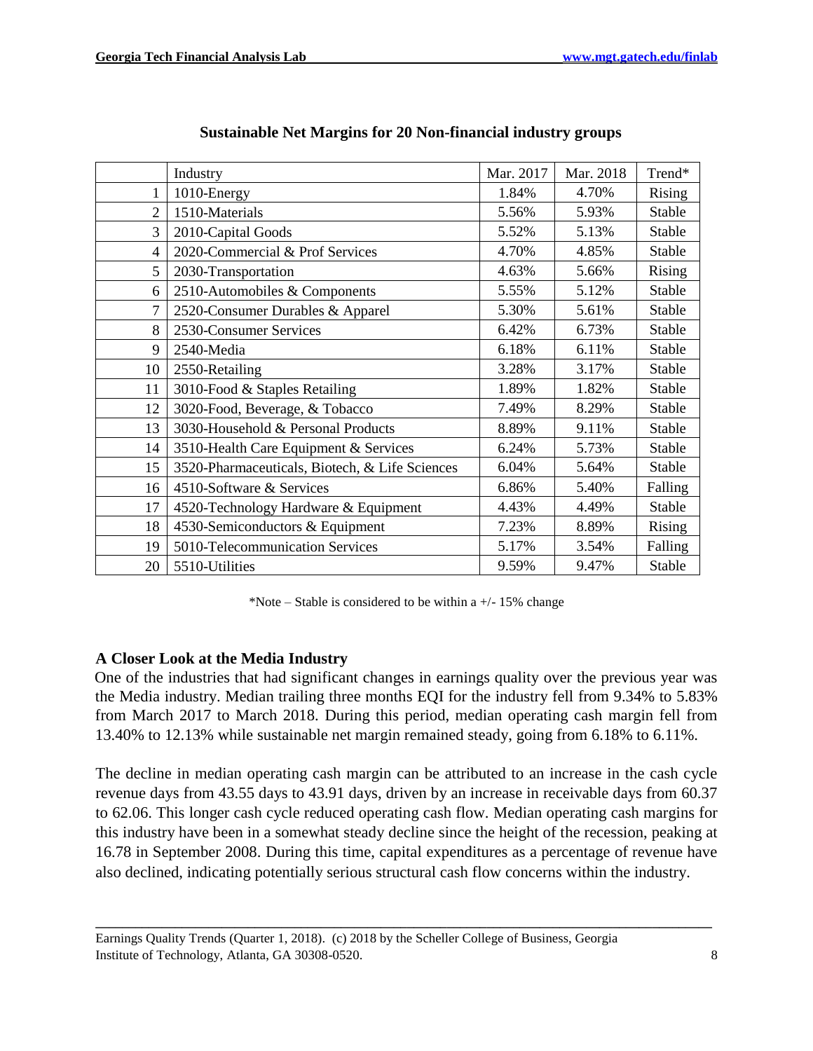## Sustainable Net Margins for 20 Non-financial industry groups

| | Industry | Mar. 2017 | Mar. 2018 | Trend* |
|---|---|---|---|---|
| 1 | 1010-Energy | 1.84% | 4.70% | Rising |
| 2 | 1510-Materials | 5.56% | 5.93% | Stable |
| 3 | 2010-Capital Goods | 5.52% | 5.13% | Stable |
| 4 | 2020-Commercial & Prof Services | 4.70% | 4.85% | Stable |
| 5 | 2030-Transportation | 4.63% | 5.66% | Rising |
| 6 | 2510-Automobiles & Components | 5.55% | 5.12% | Stable |
| 7 | 2520-Consumer Durables & Apparel | 5.30% | 5.61% | Stable |
| 8 | 2530-Consumer Services | 6.42% | 6.73% | Stable |
| 9 | 2540-Media | 6.18% | 6.11% | Stable |
| 10 | 2550-Retailing | 3.28% | 3.17% | Stable |
| 11 | 3010-Food & Staples Retailing | 1.89% | 1.82% | Stable |
| 12 | 3020-Food, Beverage, & Tobacco | 7.49% | 8.29% | Stable |
| 13 | 3030-Household & Personal Products | 8.89% | 9.11% | Stable |
| 14 | 3510-Health Care Equipment & Services | 6.24% | 5.73% | Stable |
| 15 | 3520-Pharmaceuticals, Biotech, & Life Sciences | 6.04% | 5.64% | Stable |
| 16 | 4510-Software & Services | 6.86% | 5.40% | Falling |
| 17 | 4520-Technology Hardware & Equipment | 4.43% | 4.49% | Stable |
| 18 | 4530-Semiconductors & Equipment | 7.23% | 8.89% | Rising |
| 19 | 5010-Telecommunication Services | 5.17% | 3.54% | Falling |
| 20 | 5510-Utilities | 9.59% | 9.47% | Stable |

*Note – Stable is considered to be within a +/- 15% change

### A Closer Look at the Media Industry

One of the industries that had significant changes in earnings quality over the previous year was the Media industry. Median trailing three months EQI for the industry fell from 9.34% to 5.83% from March 2017 to March 2018. During this period, median operating cash margin fell from 13.40% to 12.13% while sustainable net margin remained steady, going from 6.18% to 6.11%.

The decline in median operating cash margin can be attributed to an increase in the cash cycle revenue days from 43.55 days to 43.91 days, driven by an increase in receivable days from 60.37 to 62.06. This longer cash cycle reduced operating cash flow. Median operating cash margins for this industry have been in a somewhat steady decline since the height of the recession, peaking at 16.78 in September 2008. During this time, capital expenditures as a percentage of revenue have also declined, indicating potentially serious structural cash flow concerns within the industry.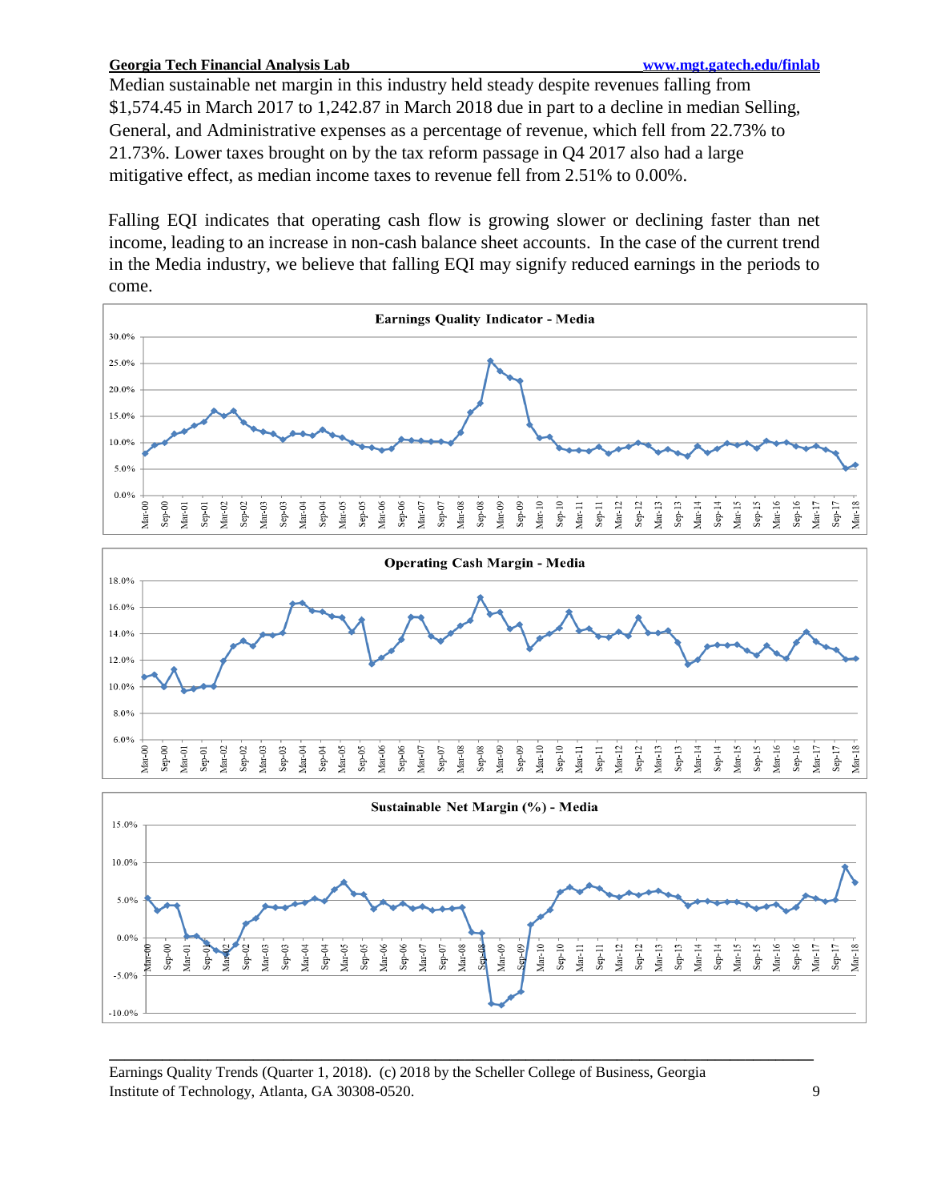Median sustainable net margin in this industry held steady despite revenues falling from $1,574.45 in March 2017 to 1,242.87 in March 2018 due in part to a decline in median Selling, General, and Administrative expenses as a percentage of revenue, which fell from 22.73% to 21.73%. Lower taxes brought on by the tax reform passage in Q4 2017 also had a large mitigative effect, as median income taxes to revenue fell from 2.51% to 0.00%.

Falling EQI indicates that operating cash flow is growing slower or declining faster than net income, leading to an increase in non-cash balance sheet accounts. In the case of the current trend in the Media industry, we believe that falling EQI may signify reduced earnings in the periods to come.

**Earnings Quality Indicator - Media**

**Operating Cash Margin - Media**

**Sustainable Net Margin (%) - Media**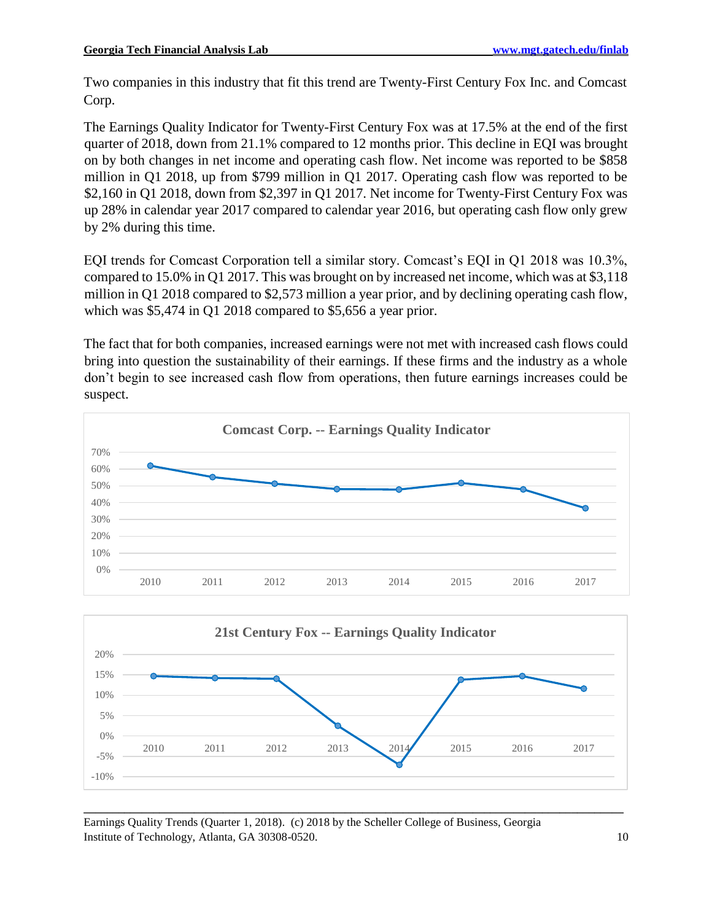Two companies in this industry that fit this trend are Twenty-First Century Fox Inc. and Comcast Corp.

The Earnings Quality Indicator for Twenty-First Century Fox was at 17.5% at the end of the first quarter of 2018, down from 21.1% compared to 12 months prior. This decline in EQI was brought on by both changes in net income and operating cash flow. Net income was reported to be $858 million in Q1 2018, up from $799 million in Q1 2017. Operating cash flow was reported to be $2,160 in Q1 2018, down from $2,397 in Q1 2017. Net income for Twenty-First Century Fox was up 28% in calendar year 2017 compared to calendar year 2016, but operating cash flow only grew by 2% during this time.

EQI trends for Comcast Corporation tell a similar story. Comcast's EQI in Q1 2018 was 10.3%, compared to 15.0% in Q1 2017. This was brought on by increased net income, which was at $3,118 million in Q1 2018 compared to $2,573 million a year prior, and by declining operating cash flow, which was $5,474 in Q1 2018 compared to $5,656 a year prior.

The fact that for both companies, increased earnings were not met with increased cash flows could bring into question the sustainability of their earnings. If these firms and the industry as a whole don't begin to see increased cash flow from operations, then future earnings increases could be suspect.

**Comcast Corp. -- Earnings Quality Indicator**

**21st Century Fox -- Earnings Quality Indicator**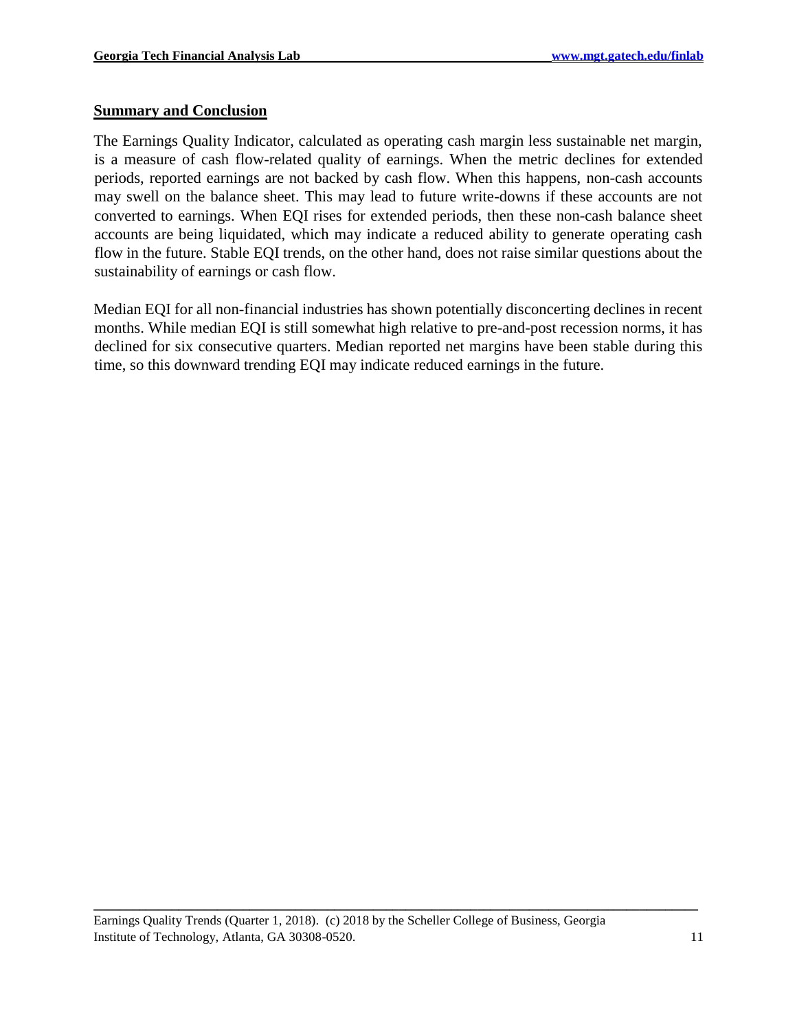## Summary and Conclusion

The Earnings Quality Indicator, calculated as operating cash margin less sustainable net margin, is a measure of cash flow-related quality of earnings. When the metric declines for extended periods, reported earnings are not backed by cash flow. When this happens, non-cash accounts may swell on the balance sheet. This may lead to future write-downs if these accounts are not converted to earnings. When EQI rises for extended periods, then these non-cash balance sheet accounts are being liquidated, which may indicate a reduced ability to generate operating cash flow in the future. Stable EQI trends, on the other hand, does not raise similar questions about the sustainability of earnings or cash flow.

Median EQI for all non-financial industries has shown potentially disconcerting declines in recent months. While median EQI is still somewhat high relative to pre-and-post recession norms, it has declined for six consecutive quarters. Median reported net margins have been stable during this time, so this downward trending EQI may indicate reduced earnings in the future.